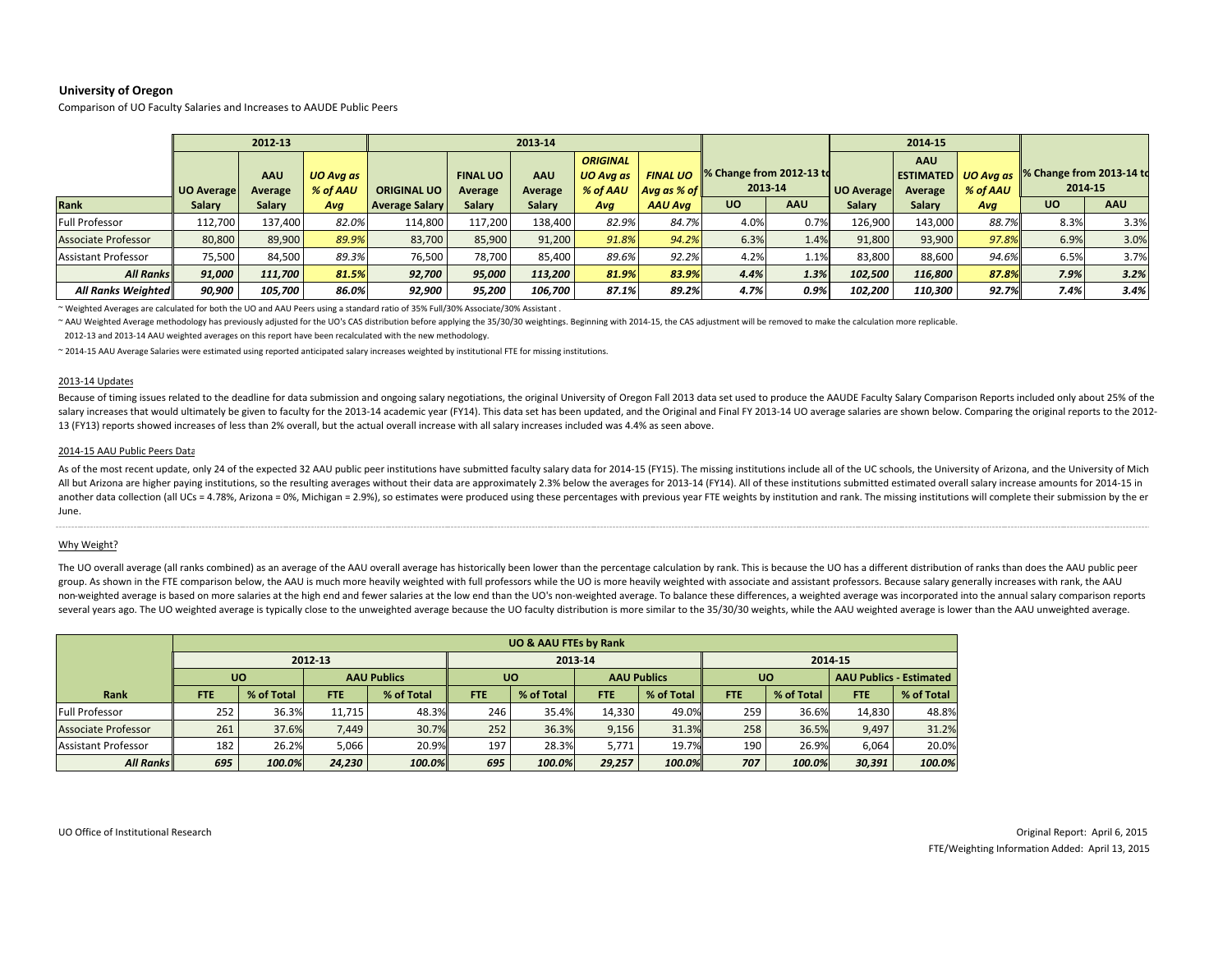**University of Oregon**

Comparison of UO Faculty Salaries and Increases to AAUDE Public Peers

| | 2012-13 | | | 2013-14 | | | | | | | 2014-15 | | | | |
|---|---|---|---|---|---|---|---|---|---|---|---|---|---|---|---|
| | UO Average | AAU Average | *UO Avg as % of AAU* | ORIGINAL UO | FINAL UO Average | AAU Average | *ORIGINAL UO Avg as % of AAU* | *FINAL UO Avg as % of* | % Change from 2012-13 to 2013-14 | | UO Average | AAU ESTIMATED Average | *UO Avg as % of AAU* | % Change from 2013-14 to 2014-15 | |
| **Rank** | **Salary** | **Salary** | ***Avg*** | **Average Salary** | **Salary** | **Salary** | ***Avg*** | ***AAU Avg*** | **UO** | **AAU** | **Salary** | **Salary** | ***Avg*** | **UO** | **AAU** |
| Full Professor | 112,700 | 137,400 | *82.0%* | 114,800 | 117,200 | 138,400 | *82.9%* | *84.7%* | 4.0% | 0.7% | 126,900 | 143,000 | *88.7%* | 8.3% | 3.3% |
| Associate Professor | 80,800 | 89,900 | *89.9%* | 83,700 | 85,900 | 91,200 | *91.8%* | *94.2%* | 6.3% | 1.4% | 91,800 | 93,900 | *97.8%* | 6.9% | 3.0% |
| Assistant Professor | 75,500 | 84,500 | *89.3%* | 76,500 | 78,700 | 85,400 | *89.6%* | *92.2%* | 4.2% | 1.1% | 83,800 | 88,600 | *94.6%* | 6.5% | 3.7% |
| ***All Ranks*** | ***91,000*** | ***111,700*** | ***81.5%*** | ***92,700*** | ***95,000*** | ***113,200*** | ***81.9%*** | ***83.9%*** | ***4.4%*** | ***1.3%*** | ***102,500*** | ***116,800*** | ***87.8%*** | ***7.9%*** | ***3.2%*** |
| ***All Ranks Weighted*** | ***90,900*** | ***105,700*** | ***86.0%*** | ***92,900*** | ***95,200*** | ***106,700*** | ***87.1%*** | ***89.2%*** | ***4.7%*** | ***0.9%*** | ***102,200*** | ***110,300*** | ***92.7%*** | ***7.4%*** | ***3.4%*** |

~ Weighted Averages are calculated for both the UO and AAU Peers using a standard ratio of 35% Full/30% Associate/30% Assistant .

~ AAU Weighted Average methodology has previously adjusted for the UO's CAS distribution before applying the 35/30/30 weightings. Beginning with 2014-15, the CAS adjustment will be removed to make the calculation more replicable.
2012-13 and 2013-14 AAU weighted averages on this report have been recalculated with the new methodology.

~ 2014-15 AAU Average Salaries were estimated using reported anticipated salary increases weighted by institutional FTE for missing institutions.

2013-14 Updates

Because of timing issues related to the deadline for data submission and ongoing salary negotiations, the original University of Oregon Fall 2013 data set used to produce the AAUDE Faculty Salary Comparison Reports included only about 25% of the salary increases that would ultimately be given to faculty for the 2013-14 academic year (FY14). This data set has been updated, and the Original and Final FY 2013-14 UO average salaries are shown below. Comparing the original reports to the 2012-13 (FY13) reports showed increases of less than 2% overall, but the actual overall increase with all salary increases included was 4.4% as seen above.

2014-15 AAU Public Peers Data

As of the most recent update, only 24 of the expected 32 AAU public peer institutions have submitted faculty salary data for 2014-15 (FY15). The missing institutions include all of the UC schools, the University of Arizona, and the University of Mich All but Arizona are higher paying institutions, so the resulting averages without their data are approximately 2.3% below the averages for 2013-14 (FY14). All of these institutions submitted estimated overall salary increase amounts for 2014-15 in another data collection (all UCs = 4.78%, Arizona = 0%, Michigan = 2.9%), so estimates were produced using these percentages with previous year FTE weights by institution and rank. The missing institutions will complete their submission by the er June.

Why Weight?

The UO overall average (all ranks combined) as an average of the AAU overall average has historically been lower than the percentage calculation by rank. This is because the UO has a different distribution of ranks than does the AAU public peer group. As shown in the FTE comparison below, the AAU is much more heavily weighted with full professors while the UO is more heavily weighted with associate and assistant professors. Because salary generally increases with rank, the AAU non-weighted average is based on more salaries at the high end and fewer salaries at the low end than the UO's non-weighted average. To balance these differences, a weighted average was incorporated into the annual salary comparison reports several years ago. The UO weighted average is typically close to the unweighted average because the UO faculty distribution is more similar to the 35/30/30 weights, while the AAU weighted average is lower than the AAU unweighted average.

| | UO & AAU FTEs by Rank | | | | | | | | | | | |
|---|---|---|---|---|---|---|---|---|---|---|---|---|
| | 2012-13 | | | | 2013-14 | | | | 2014-15 | | | |
| | UO | | AAU Publics | | UO | | AAU Publics | | UO | | AAU Publics - Estimated | |
| **Rank** | **FTE** | **% of Total** | **FTE** | **% of Total** | **FTE** | **% of Total** | **FTE** | **% of Total** | **FTE** | **% of Total** | **FTE** | **% of Total** |
| Full Professor | 252 | 36.3% | 11,715 | 48.3% | 246 | 35.4% | 14,330 | 49.0% | 259 | 36.6% | 14,830 | 48.8% |
| Associate Professor | 261 | 37.6% | 7,449 | 30.7% | 252 | 36.3% | 9,156 | 31.3% | 258 | 36.5% | 9,497 | 31.2% |
| Assistant Professor | 182 | 26.2% | 5,066 | 20.9% | 197 | 28.3% | 5,771 | 19.7% | 190 | 26.9% | 6,064 | 20.0% |
| ***All Ranks*** | ***695*** | ***100.0%*** | ***24,230*** | ***100.0%*** | ***695*** | ***100.0%*** | ***29,257*** | ***100.0%*** | ***707*** | ***100.0%*** | ***30,391*** | ***100.0%*** |

UO Office of Institutional Research

Original Report: April 6, 2015
FTE/Weighting Information Added: April 13, 2015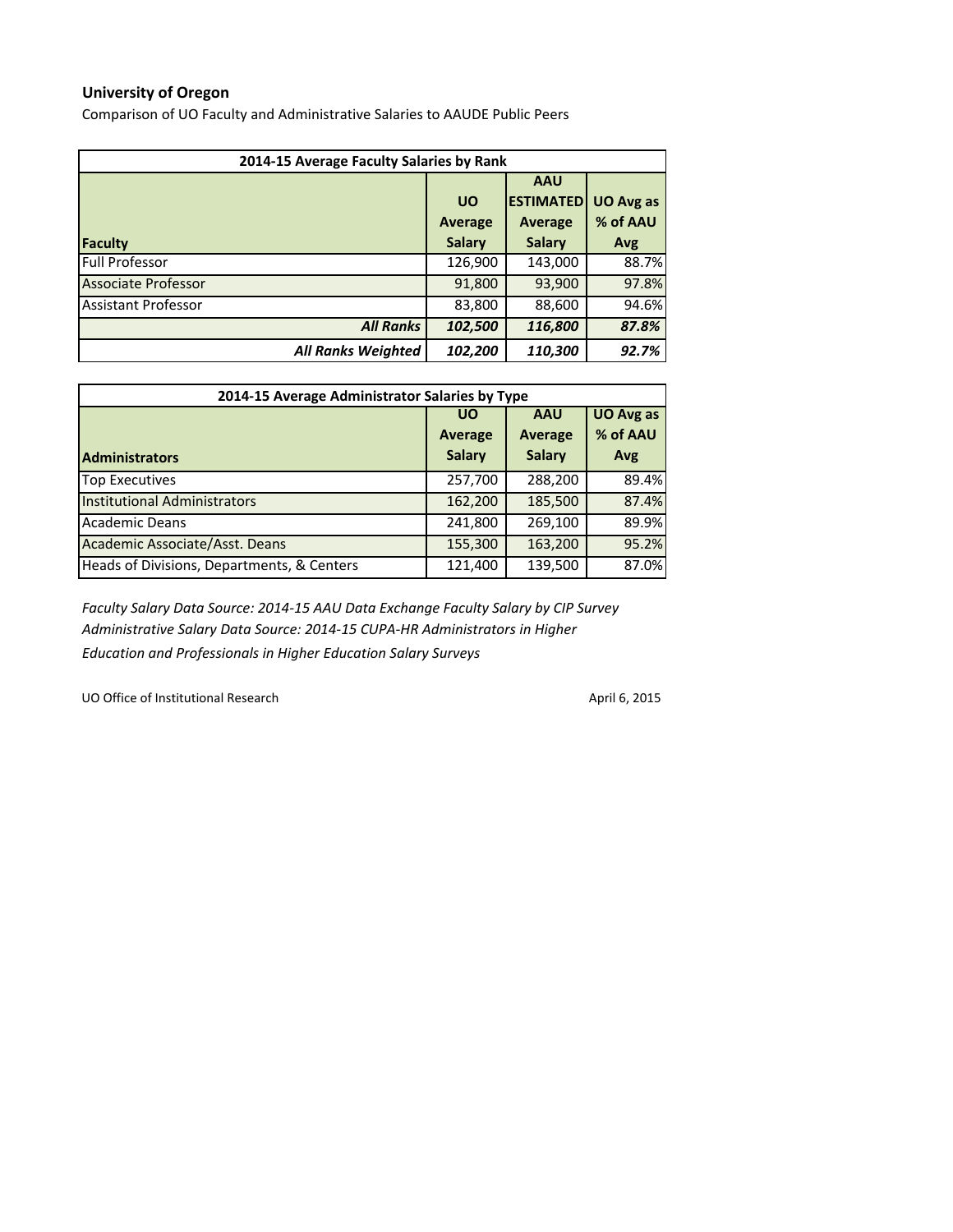**University of Oregon**

Comparison of UO Faculty and Administrative Salaries to AAUDE Public Peers

| 2014-15 Average Faculty Salaries by Rank | | | |
|---|---|---|---|
| **Faculty** | **UO Average Salary** | **AAU ESTIMATED Average Salary** | **UO Avg as % of AAU Avg** |
| Full Professor | 126,900 | 143,000 | 88.7% |
| Associate Professor | 91,800 | 93,900 | 97.8% |
| Assistant Professor | 83,800 | 88,600 | 94.6% |
| ***All Ranks*** | ***102,500*** | ***116,800*** | ***87.8%*** |
| ***All Ranks Weighted*** | ***102,200*** | ***110,300*** | ***92.7%*** |

| 2014-15 Average Administrator Salaries by Type | | | |
|---|---|---|---|
| **Administrators** | **UO Average Salary** | **AAU Average Salary** | **UO Avg as % of AAU Avg** |
| Top Executives | 257,700 | 288,200 | 89.4% |
| Institutional Administrators | 162,200 | 185,500 | 87.4% |
| Academic Deans | 241,800 | 269,100 | 89.9% |
| Academic Associate/Asst. Deans | 155,300 | 163,200 | 95.2% |
| Heads of Divisions, Departments, & Centers | 121,400 | 139,500 | 87.0% |

*Faculty Salary Data Source: 2014-15 AAU Data Exchange Faculty Salary by CIP Survey*
*Administrative Salary Data Source: 2014-15 CUPA-HR Administrators in Higher Education and Professionals in Higher Education Salary Surveys*

UO Office of Institutional Research

April 6, 2015